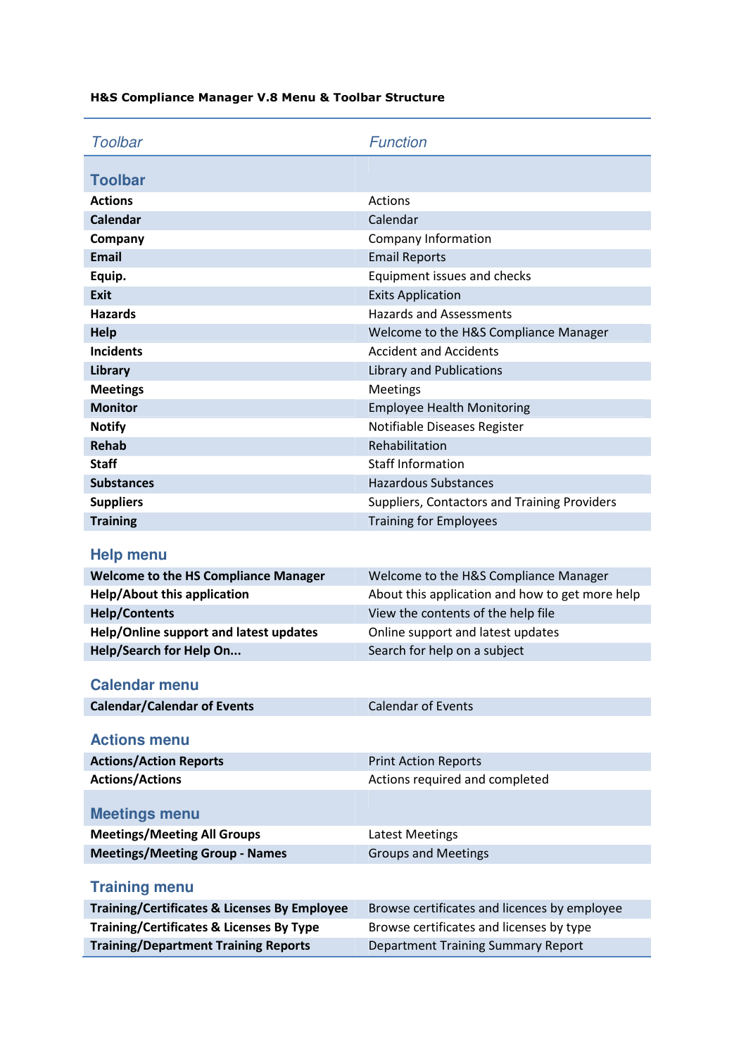**H&S Compliance Manager V.8 Menu & Toolbar Structure**

| *Toolbar* | *Function* |
|---|---|
| **Toolbar** | |
| **Actions** | Actions |
| **Calendar** | Calendar |
| **Company** | Company Information |
| **Email** | Email Reports |
| **Equip.** | Equipment issues and checks |
| **Exit** | Exits Application |
| **Hazards** | Hazards and Assessments |
| **Help** | Welcome to the H&S Compliance Manager |
| **Incidents** | Accident and Accidents |
| **Library** | Library and Publications |
| **Meetings** | Meetings |
| **Monitor** | Employee Health Monitoring |
| **Notify** | Notifiable Diseases Register |
| **Rehab** | Rehabilitation |
| **Staff** | Staff Information |
| **Substances** | Hazardous Substances |
| **Suppliers** | Suppliers, Contactors and Training Providers |
| **Training** | Training for Employees |
| **Help menu** | |
| **Welcome to the HS Compliance Manager** | Welcome to the H&S Compliance Manager |
| **Help/About this application** | About this application and how to get more help |
| **Help/Contents** | View the contents of the help file |
| **Help/Online support and latest updates** | Online support and latest updates |
| **Help/Search for Help On...** | Search for help on a subject |
| **Calendar menu** | |
| **Calendar/Calendar of Events** | Calendar of Events |
| **Actions menu** | |
| **Actions/Action Reports** | Print Action Reports |
| **Actions/Actions** | Actions required and completed |
| **Meetings menu** | |
| **Meetings/Meeting All Groups** | Latest Meetings |
| **Meetings/Meeting Group - Names** | Groups and Meetings |
| **Training menu** | |
| **Training/Certificates & Licenses By Employee** | Browse certificates and licences by employee |
| **Training/Certificates & Licenses By Type** | Browse certificates and licenses by type |
| **Training/Department Training Reports** | Department Training Summary Report |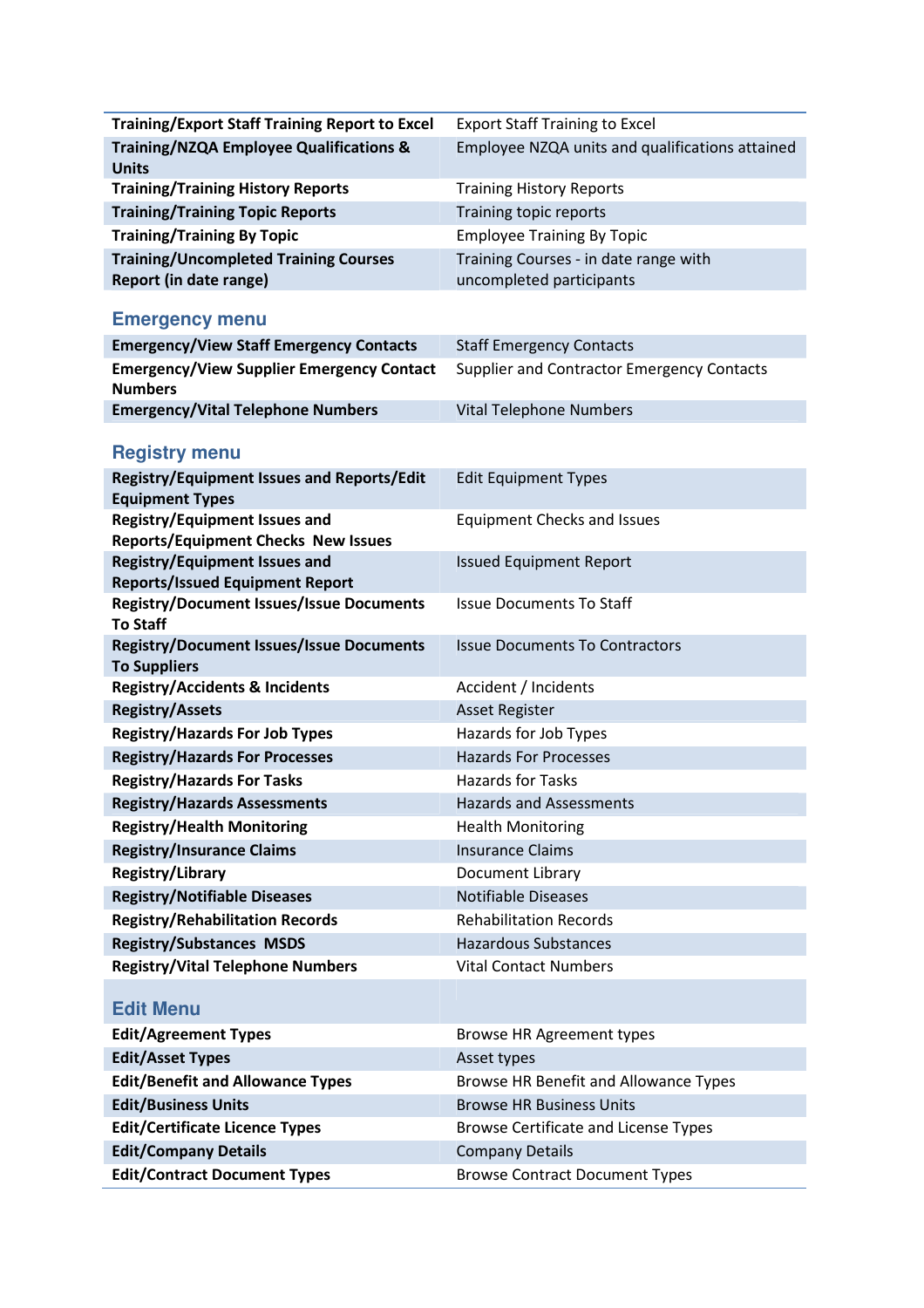| | |
|---|---|
| **Training/Export Staff Training Report to Excel** | Export Staff Training to Excel |
| **Training/NZQA Employee Qualifications & Units** | Employee NZQA units and qualifications attained |
| **Training/Training History Reports** | Training History Reports |
| **Training/Training Topic Reports** | Training topic reports |
| **Training/Training By Topic** | Employee Training By Topic |
| **Training/Uncompleted Training Courses Report (in date range)** | Training Courses - in date range with uncompleted participants |

## Emergency menu

| | |
|---|---|
| **Emergency/View Staff Emergency Contacts** | Staff Emergency Contacts |
| **Emergency/View Supplier Emergency Contact Numbers** | Supplier and Contractor Emergency Contacts |
| **Emergency/Vital Telephone Numbers** | Vital Telephone Numbers |

## Registry menu

| | |
|---|---|
| **Registry/Equipment Issues and Reports/Edit Equipment Types** | Edit Equipment Types |
| **Registry/Equipment Issues and Reports/Equipment Checks New Issues** | Equipment Checks and Issues |
| **Registry/Equipment Issues and Reports/Issued Equipment Report** | Issued Equipment Report |
| **Registry/Document Issues/Issue Documents To Staff** | Issue Documents To Staff |
| **Registry/Document Issues/Issue Documents To Suppliers** | Issue Documents To Contractors |
| **Registry/Accidents & Incidents** | Accident / Incidents |
| **Registry/Assets** | Asset Register |
| **Registry/Hazards For Job Types** | Hazards for Job Types |
| **Registry/Hazards For Processes** | Hazards For Processes |
| **Registry/Hazards For Tasks** | Hazards for Tasks |
| **Registry/Hazards Assessments** | Hazards and Assessments |
| **Registry/Health Monitoring** | Health Monitoring |
| **Registry/Insurance Claims** | Insurance Claims |
| **Registry/Library** | Document Library |
| **Registry/Notifiable Diseases** | Notifiable Diseases |
| **Registry/Rehabilitation Records** | Rehabilitation Records |
| **Registry/Substances MSDS** | Hazardous Substances |
| **Registry/Vital Telephone Numbers** | Vital Contact Numbers |

## Edit Menu

| | |
|---|---|
| **Edit/Agreement Types** | Browse HR Agreement types |
| **Edit/Asset Types** | Asset types |
| **Edit/Benefit and Allowance Types** | Browse HR Benefit and Allowance Types |
| **Edit/Business Units** | Browse HR Business Units |
| **Edit/Certificate Licence Types** | Browse Certificate and License Types |
| **Edit/Company Details** | Company Details |
| **Edit/Contract Document Types** | Browse Contract Document Types |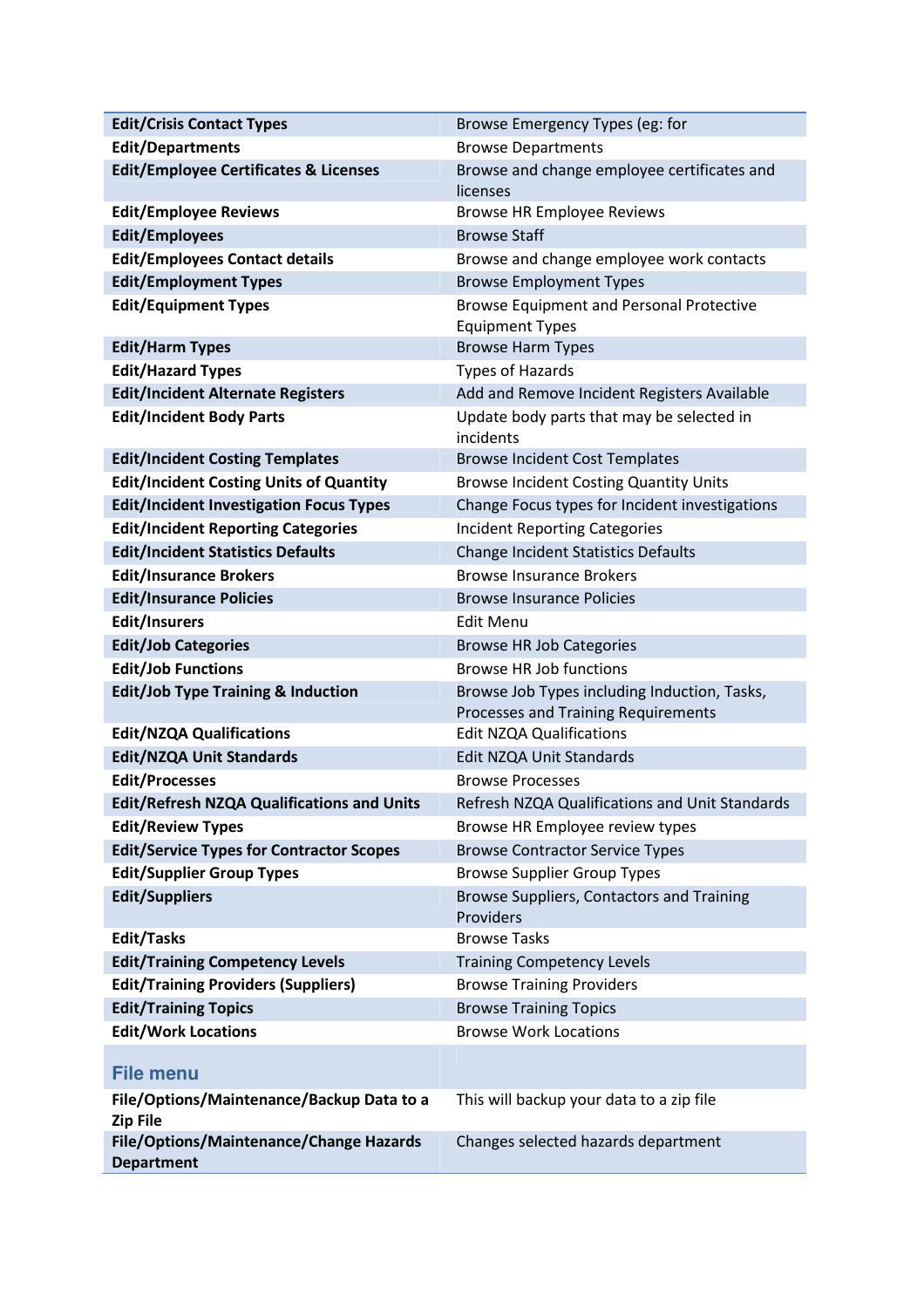| **Edit/Crisis Contact Types** | Browse Emergency Types (eg: for |
|---|---|
| **Edit/Departments** | Browse Departments |
| **Edit/Employee Certificates & Licenses** | Browse and change employee certificates and licenses |
| **Edit/Employee Reviews** | Browse HR Employee Reviews |
| **Edit/Employees** | Browse Staff |
| **Edit/Employees Contact details** | Browse and change employee work contacts |
| **Edit/Employment Types** | Browse Employment Types |
| **Edit/Equipment Types** | Browse Equipment and Personal Protective Equipment Types |
| **Edit/Harm Types** | Browse Harm Types |
| **Edit/Hazard Types** | Types of Hazards |
| **Edit/Incident Alternate Registers** | Add and Remove Incident Registers Available |
| **Edit/Incident Body Parts** | Update body parts that may be selected in incidents |
| **Edit/Incident Costing Templates** | Browse Incident Cost Templates |
| **Edit/Incident Costing Units of Quantity** | Browse Incident Costing Quantity Units |
| **Edit/Incident Investigation Focus Types** | Change Focus types for Incident investigations |
| **Edit/Incident Reporting Categories** | Incident Reporting Categories |
| **Edit/Incident Statistics Defaults** | Change Incident Statistics Defaults |
| **Edit/Insurance Brokers** | Browse Insurance Brokers |
| **Edit/Insurance Policies** | Browse Insurance Policies |
| **Edit/Insurers** | Edit Menu |
| **Edit/Job Categories** | Browse HR Job Categories |
| **Edit/Job Functions** | Browse HR Job functions |
| **Edit/Job Type Training & Induction** | Browse Job Types including Induction, Tasks, Processes and Training Requirements |
| **Edit/NZQA Qualifications** | Edit NZQA Qualifications |
| **Edit/NZQA Unit Standards** | Edit NZQA Unit Standards |
| **Edit/Processes** | Browse Processes |
| **Edit/Refresh NZQA Qualifications and Units** | Refresh NZQA Qualifications and Unit Standards |
| **Edit/Review Types** | Browse HR Employee review types |
| **Edit/Service Types for Contractor Scopes** | Browse Contractor Service Types |
| **Edit/Supplier Group Types** | Browse Supplier Group Types |
| **Edit/Suppliers** | Browse Suppliers, Contactors and Training Providers |
| **Edit/Tasks** | Browse Tasks |
| **Edit/Training Competency Levels** | Training Competency Levels |
| **Edit/Training Providers (Suppliers)** | Browse Training Providers |
| **Edit/Training Topics** | Browse Training Topics |
| **Edit/Work Locations** | Browse Work Locations |
| **File menu** | |
| **File/Options/Maintenance/Backup Data to a Zip File** | This will backup your data to a zip file |
| **File/Options/Maintenance/Change Hazards Department** | Changes selected hazards department |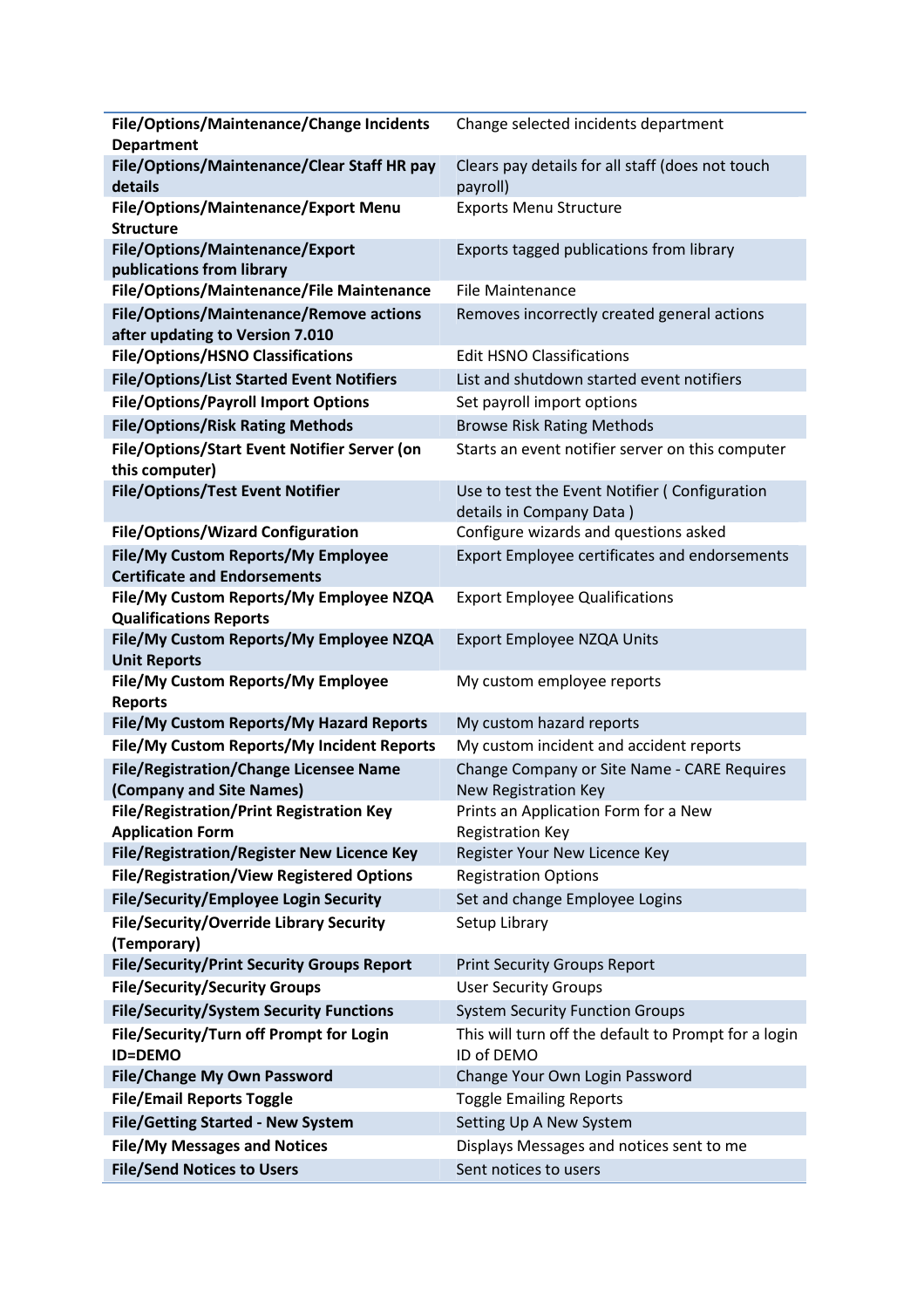| | |
|---|---|
| **File/Options/Maintenance/Change Incidents Department** | Change selected incidents department |
| **File/Options/Maintenance/Clear Staff HR pay details** | Clears pay details for all staff (does not touch payroll) |
| **File/Options/Maintenance/Export Menu Structure** | Exports Menu Structure |
| **File/Options/Maintenance/Export publications from library** | Exports tagged publications from library |
| **File/Options/Maintenance/File Maintenance** | File Maintenance |
| **File/Options/Maintenance/Remove actions after updating to Version 7.010** | Removes incorrectly created general actions |
| **File/Options/HSNO Classifications** | Edit HSNO Classifications |
| **File/Options/List Started Event Notifiers** | List and shutdown started event notifiers |
| **File/Options/Payroll Import Options** | Set payroll import options |
| **File/Options/Risk Rating Methods** | Browse Risk Rating Methods |
| **File/Options/Start Event Notifier Server (on this computer)** | Starts an event notifier server on this computer |
| **File/Options/Test Event Notifier** | Use to test the Event Notifier ( Configuration details in Company Data ) |
| **File/Options/Wizard Configuration** | Configure wizards and questions asked |
| **File/My Custom Reports/My Employee Certificate and Endorsements** | Export Employee certificates and endorsements |
| **File/My Custom Reports/My Employee NZQA Qualifications Reports** | Export Employee Qualifications |
| **File/My Custom Reports/My Employee NZQA Unit Reports** | Export Employee NZQA Units |
| **File/My Custom Reports/My Employee Reports** | My custom employee reports |
| **File/My Custom Reports/My Hazard Reports** | My custom hazard reports |
| **File/My Custom Reports/My Incident Reports** | My custom incident and accident reports |
| **File/Registration/Change Licensee Name (Company and Site Names)** | Change Company or Site Name - CARE Requires New Registration Key |
| **File/Registration/Print Registration Key Application Form** | Prints an Application Form for a New Registration Key |
| **File/Registration/Register New Licence Key** | Register Your New Licence Key |
| **File/Registration/View Registered Options** | Registration Options |
| **File/Security/Employee Login Security** | Set and change Employee Logins |
| **File/Security/Override Library Security (Temporary)** | Setup Library |
| **File/Security/Print Security Groups Report** | Print Security Groups Report |
| **File/Security/Security Groups** | User Security Groups |
| **File/Security/System Security Functions** | System Security Function Groups |
| **File/Security/Turn off Prompt for Login ID=DEMO** | This will turn off the default to Prompt for a login ID of DEMO |
| **File/Change My Own Password** | Change Your Own Login Password |
| **File/Email Reports Toggle** | Toggle Emailing Reports |
| **File/Getting Started - New System** | Setting Up A New System |
| **File/My Messages and Notices** | Displays Messages and notices sent to me |
| **File/Send Notices to Users** | Sent notices to users |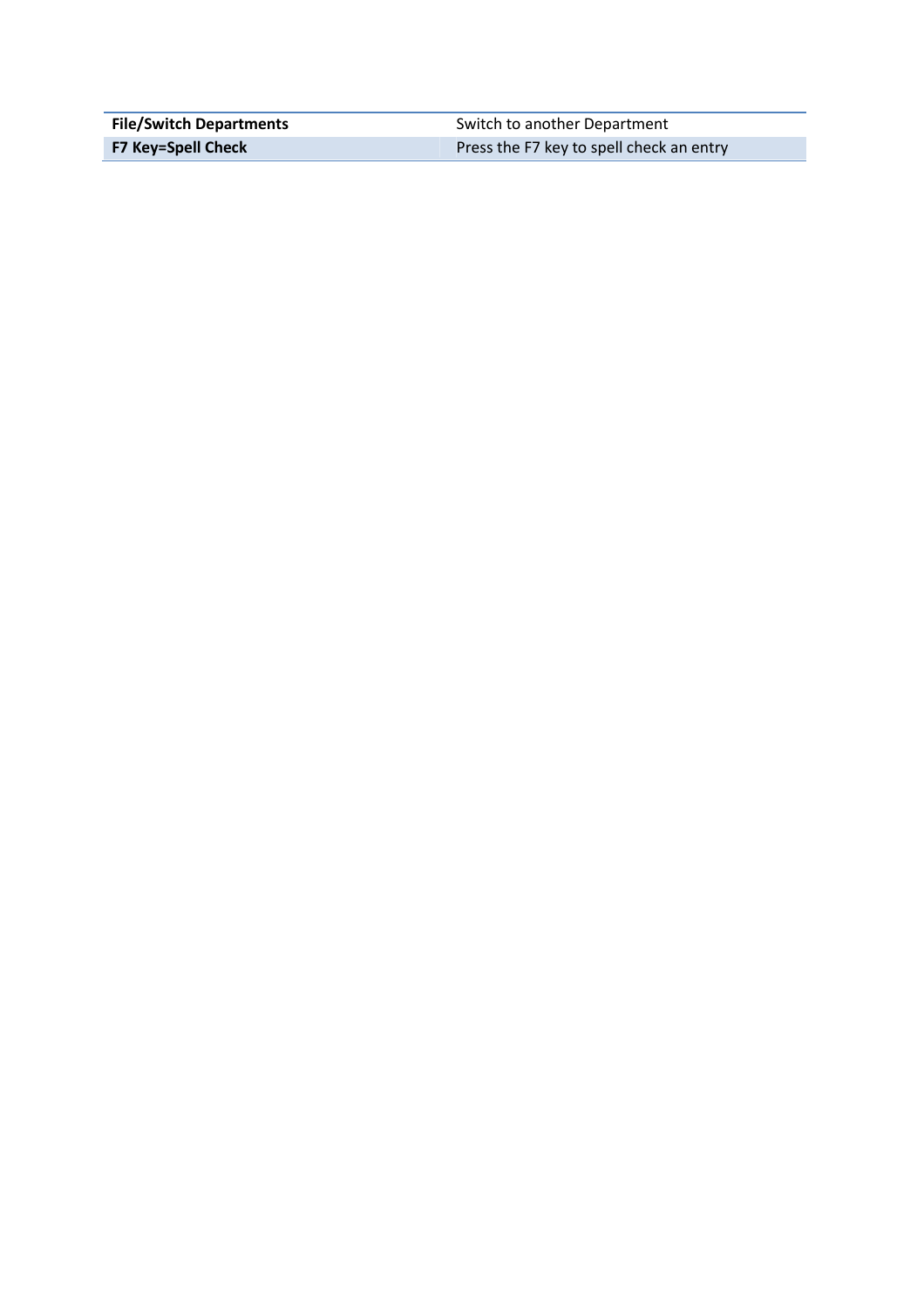| | |
|---|---|
| **File/Switch Departments** | Switch to another Department |
| **F7 Key=Spell Check** | Press the F7 key to spell check an entry |